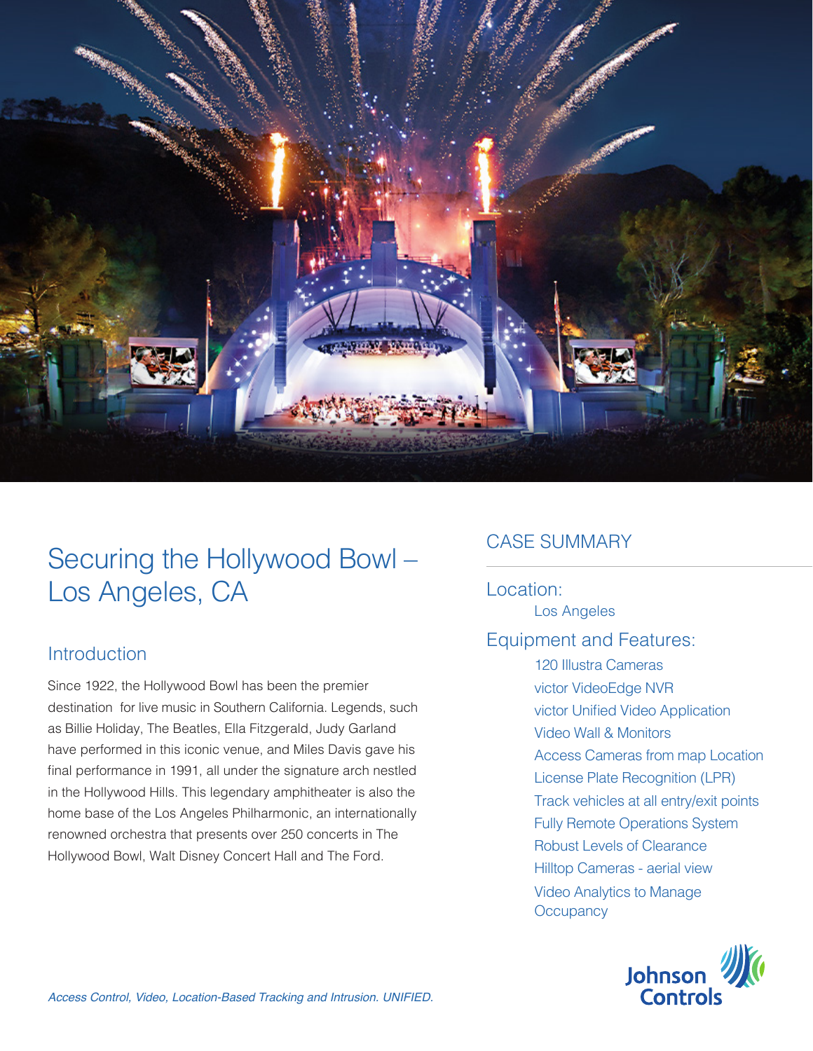# Securing the Hollywood Bowl – Los Angeles, CA

## Introduction

Since 1922, the Hollywood Bowl has been the premier destination for live music in Southern California. Legends, such as Billie Holiday, The Beatles, Ella Fitzgerald, Judy Garland have performed in this iconic venue, and Miles Davis gave his final performance in 1991, all under the signature arch nestled in the Hollywood Hills. This legendary amphitheater is also the home base of the Los Angeles Philharmonic, an internationally renowned orchestra that presents over 250 concerts in The Hollywood Bowl, Walt Disney Concert Hall and The Ford.

## CASE SUMMARY

### Location:

Los Angeles

### Equipment and Features:

- 120 Illustra Cameras
- victor VideoEdge NVR
- victor Unified Video Application
- Video Wall & Monitors
- Access Cameras from map Location
- License Plate Recognition (LPR)
- Track vehicles at all entry/exit points
- Fully Remote Operations System
- Robust Levels of Clearance
- Hilltop Cameras - aerial view
- Video Analytics to Manage Occupancy

*Access Control, Video, Location-Based Tracking and Intrusion. UNIFIED.*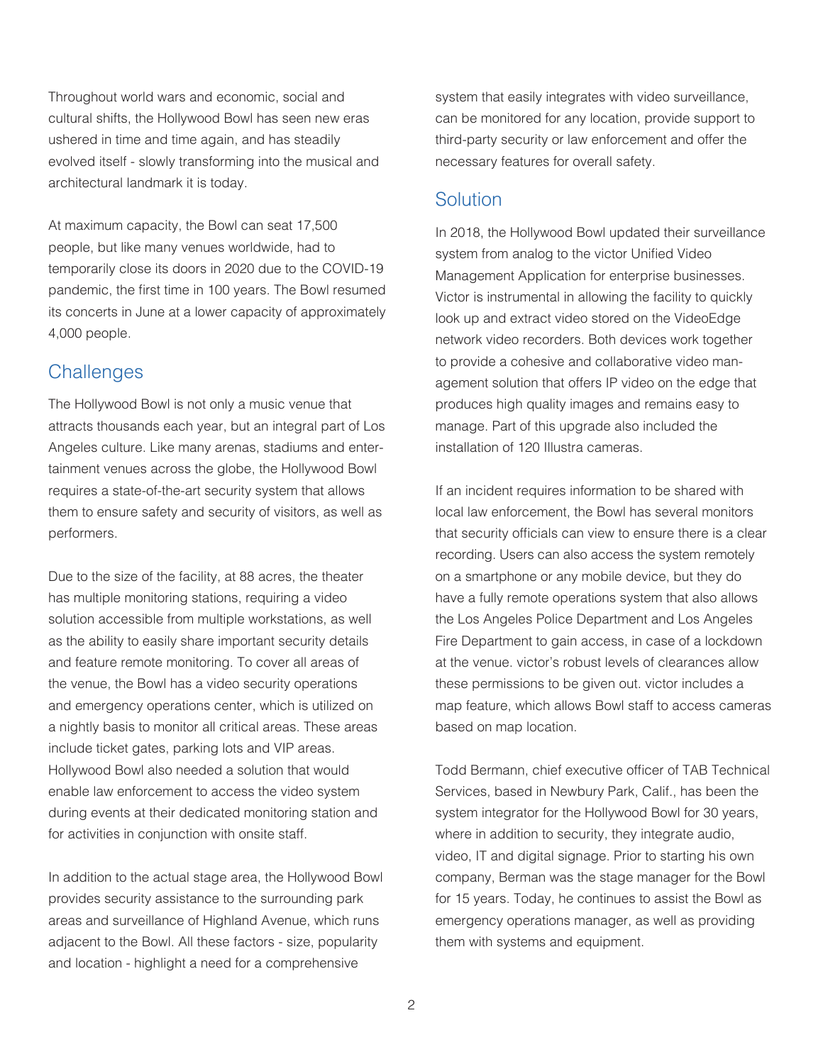Throughout world wars and economic, social and cultural shifts, the Hollywood Bowl has seen new eras ushered in time and time again, and has steadily evolved itself - slowly transforming into the musical and architectural landmark it is today.

At maximum capacity, the Bowl can seat 17,500 people, but like many venues worldwide, had to temporarily close its doors in 2020 due to the COVID-19 pandemic, the first time in 100 years. The Bowl resumed its concerts in June at a lower capacity of approximately 4,000 people.

## Challenges

The Hollywood Bowl is not only a music venue that attracts thousands each year, but an integral part of Los Angeles culture. Like many arenas, stadiums and entertainment venues across the globe, the Hollywood Bowl requires a state-of-the-art security system that allows them to ensure safety and security of visitors, as well as performers.

Due to the size of the facility, at 88 acres, the theater has multiple monitoring stations, requiring a video solution accessible from multiple workstations, as well as the ability to easily share important security details and feature remote monitoring. To cover all areas of the venue, the Bowl has a video security operations and emergency operations center, which is utilized on a nightly basis to monitor all critical areas. These areas include ticket gates, parking lots and VIP areas. Hollywood Bowl also needed a solution that would enable law enforcement to access the video system during events at their dedicated monitoring station and for activities in conjunction with onsite staff.

In addition to the actual stage area, the Hollywood Bowl provides security assistance to the surrounding park areas and surveillance of Highland Avenue, which runs adjacent to the Bowl. All these factors - size, popularity and location - highlight a need for a comprehensive system that easily integrates with video surveillance, can be monitored for any location, provide support to third-party security or law enforcement and offer the necessary features for overall safety.

## Solution

In 2018, the Hollywood Bowl updated their surveillance system from analog to the victor Unified Video Management Application for enterprise businesses. Victor is instrumental in allowing the facility to quickly look up and extract video stored on the VideoEdge network video recorders. Both devices work together to provide a cohesive and collaborative video management solution that offers IP video on the edge that produces high quality images and remains easy to manage. Part of this upgrade also included the installation of 120 Illustra cameras.

If an incident requires information to be shared with local law enforcement, the Bowl has several monitors that security officials can view to ensure there is a clear recording. Users can also access the system remotely on a smartphone or any mobile device, but they do have a fully remote operations system that also allows the Los Angeles Police Department and Los Angeles Fire Department to gain access, in case of a lockdown at the venue. victor's robust levels of clearances allow these permissions to be given out. victor includes a map feature, which allows Bowl staff to access cameras based on map location.

Todd Bermann, chief executive officer of TAB Technical Services, based in Newbury Park, Calif., has been the system integrator for the Hollywood Bowl for 30 years, where in addition to security, they integrate audio, video, IT and digital signage. Prior to starting his own company, Berman was the stage manager for the Bowl for 15 years. Today, he continues to assist the Bowl as emergency operations manager, as well as providing them with systems and equipment.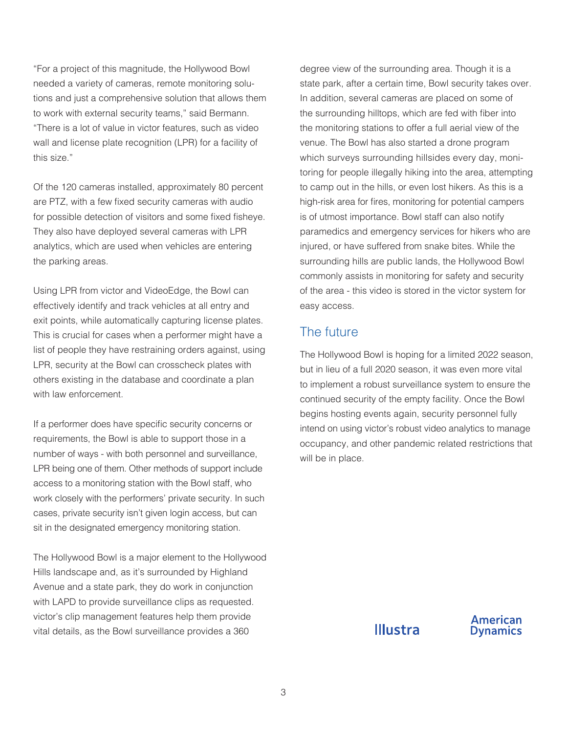"For a project of this magnitude, the Hollywood Bowl needed a variety of cameras, remote monitoring solutions and just a comprehensive solution that allows them to work with external security teams," said Bermann. "There is a lot of value in victor features, such as video wall and license plate recognition (LPR) for a facility of this size."

Of the 120 cameras installed, approximately 80 percent are PTZ, with a few fixed security cameras with audio for possible detection of visitors and some fixed fisheye. They also have deployed several cameras with LPR analytics, which are used when vehicles are entering the parking areas.

Using LPR from victor and VideoEdge, the Bowl can effectively identify and track vehicles at all entry and exit points, while automatically capturing license plates. This is crucial for cases when a performer might have a list of people they have restraining orders against, using LPR, security at the Bowl can crosscheck plates with others existing in the database and coordinate a plan with law enforcement.

If a performer does have specific security concerns or requirements, the Bowl is able to support those in a number of ways - with both personnel and surveillance, LPR being one of them. Other methods of support include access to a monitoring station with the Bowl staff, who work closely with the performers' private security. In such cases, private security isn't given login access, but can sit in the designated emergency monitoring station.

The Hollywood Bowl is a major element to the Hollywood Hills landscape and, as it's surrounded by Highland Avenue and a state park, they do work in conjunction with LAPD to provide surveillance clips as requested. victor's clip management features help them provide vital details, as the Bowl surveillance provides a 360 degree view of the surrounding area. Though it is a state park, after a certain time, Bowl security takes over. In addition, several cameras are placed on some of the surrounding hilltops, which are fed with fiber into the monitoring stations to offer a full aerial view of the venue. The Bowl has also started a drone program which surveys surrounding hillsides every day, monitoring for people illegally hiking into the area, attempting to camp out in the hills, or even lost hikers. As this is a high-risk area for fires, monitoring for potential campers is of utmost importance. Bowl staff can also notify paramedics and emergency services for hikers who are injured, or have suffered from snake bites. While the surrounding hills are public lands, the Hollywood Bowl commonly assists in monitoring for safety and security of the area - this video is stored in the victor system for easy access.

## The future

The Hollywood Bowl is hoping for a limited 2022 season, but in lieu of a full 2020 season, it was even more vital to implement a robust surveillance system to ensure the continued security of the empty facility. Once the Bowl begins hosting events again, security personnel fully intend on using victor's robust video analytics to manage occupancy, and other pandemic related restrictions that will be in place.

Illustra

American Dynamics